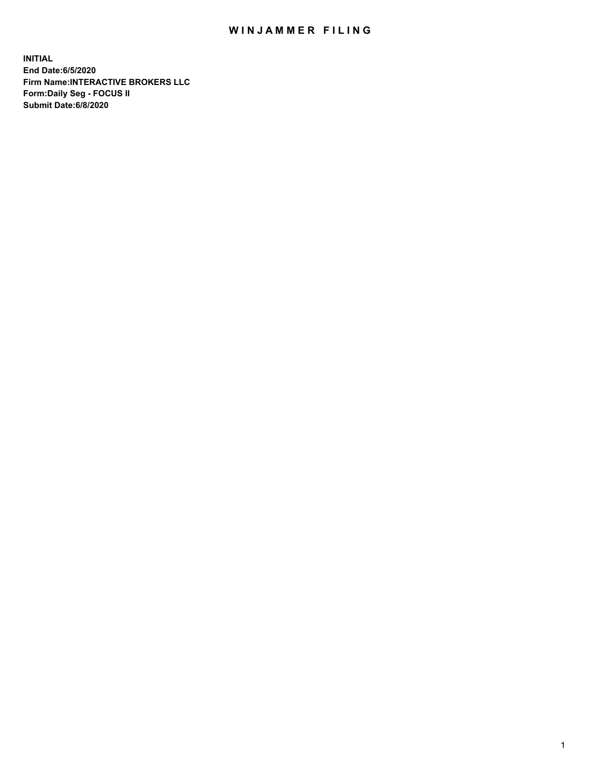# WINJAMMER FILING

**INITIAL**
**End Date:6/5/2020**
**Firm Name:INTERACTIVE BROKERS LLC**
**Form:Daily Seg - FOCUS II**
**Submit Date:6/8/2020**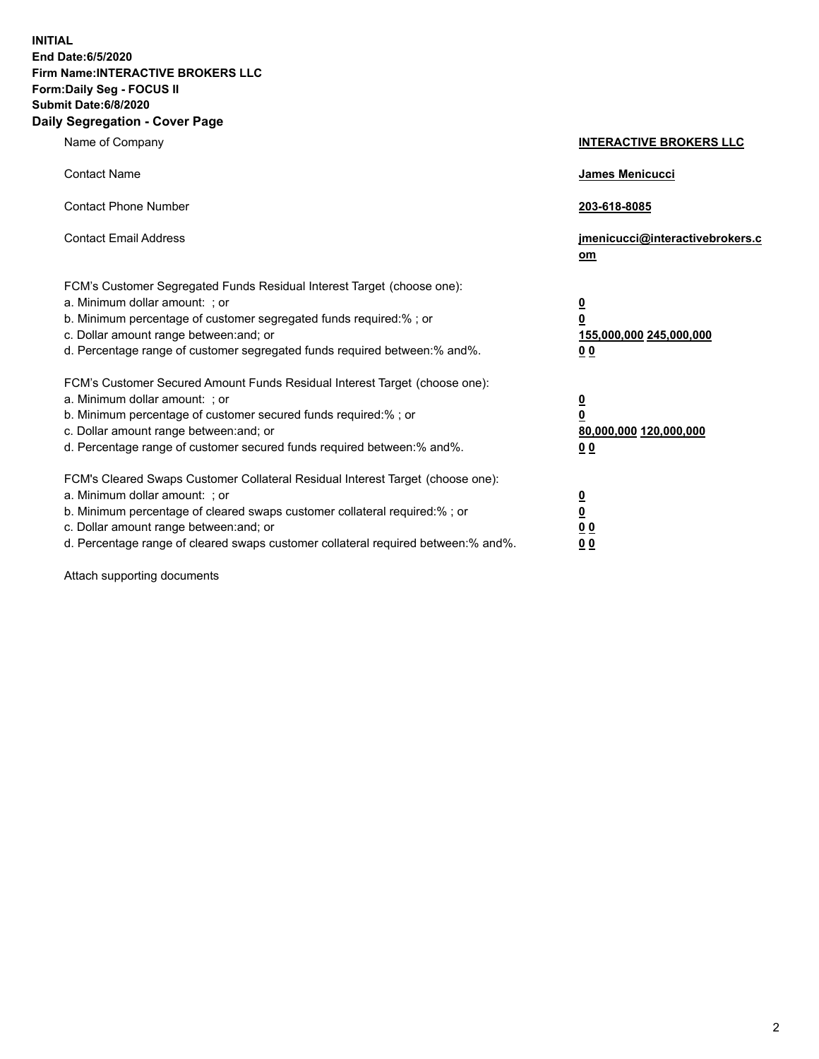**INITIAL**
**End Date:6/5/2020**
**Firm Name:INTERACTIVE BROKERS LLC**
**Form:Daily Seg - FOCUS II**
**Submit Date:6/8/2020**

## Daily Segregation - Cover Page

| | |
|---|---|
| Name of Company | **INTERACTIVE BROKERS LLC** |
| Contact Name | **James Menicucci** |
| Contact Phone Number | **203-618-8085** |
| Contact Email Address | **jmenicucci@interactivebrokers.com** |

FCM's Customer Segregated Funds Residual Interest Target (choose one):

| | |
|---|---|
| a. Minimum dollar amount: ; or | **0** |
| b. Minimum percentage of customer segregated funds required:% ; or | **0** |
| c. Dollar amount range between:and; or | **155,000,000 245,000,000** |
| d. Percentage range of customer segregated funds required between:% and%. | **0 0** |

FCM's Customer Secured Amount Funds Residual Interest Target (choose one):

| | |
|---|---|
| a. Minimum dollar amount: ; or | **0** |
| b. Minimum percentage of customer secured funds required:% ; or | **0** |
| c. Dollar amount range between:and; or | **80,000,000 120,000,000** |
| d. Percentage range of customer secured funds required between:% and%. | **0 0** |

FCM's Cleared Swaps Customer Collateral Residual Interest Target (choose one):

| | |
|---|---|
| a. Minimum dollar amount: ; or | **0** |
| b. Minimum percentage of cleared swaps customer collateral required:% ; or | **0** |
| c. Dollar amount range between:and; or | **0 0** |
| d. Percentage range of cleared swaps customer collateral required between:% and%. | **0 0** |

Attach supporting documents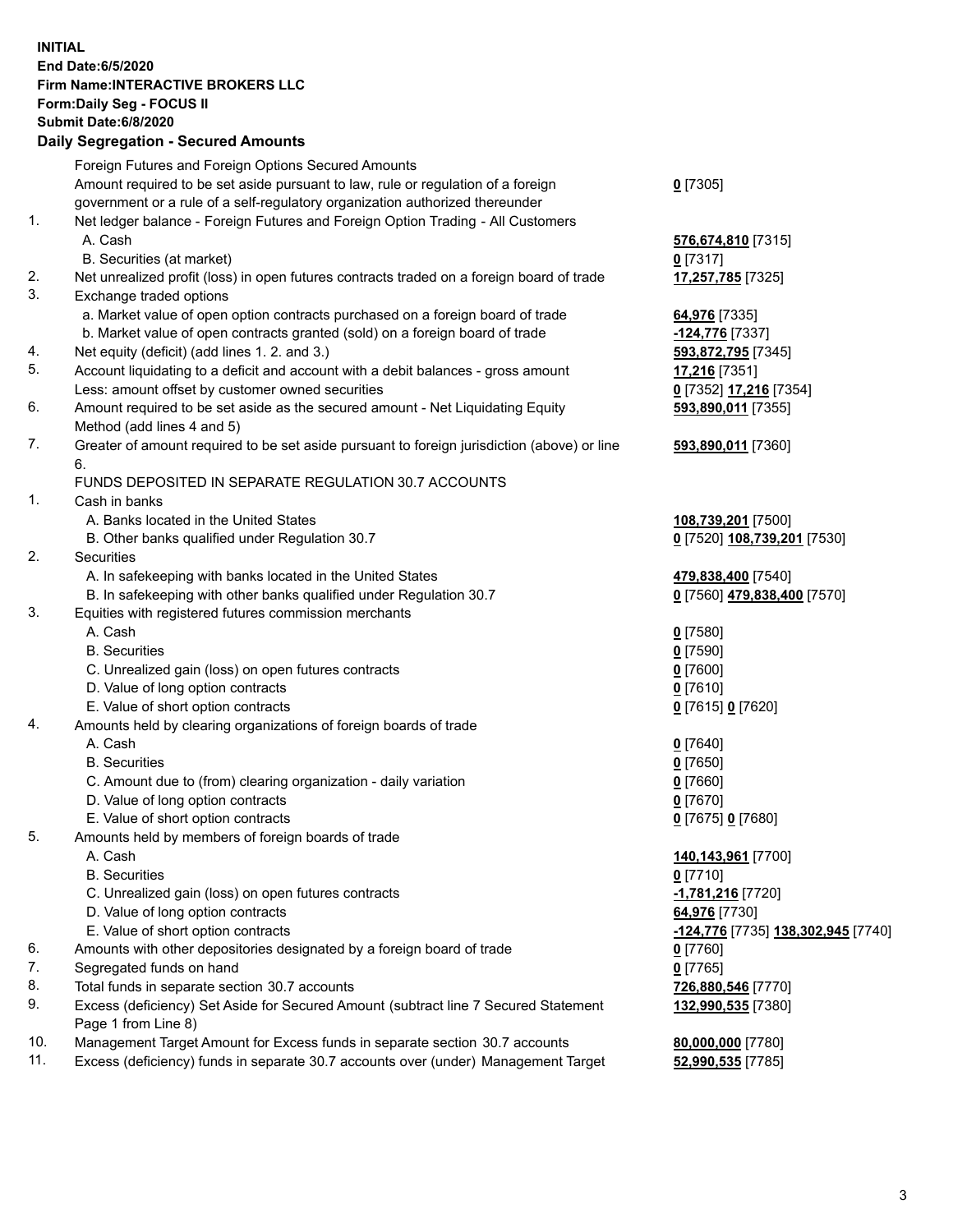**INITIAL**
**End Date:6/5/2020**
**Firm Name:INTERACTIVE BROKERS LLC**
**Form:Daily Seg - FOCUS II**
**Submit Date:6/8/2020**

## Daily Segregation - Secured Amounts

| | | |
|---|---|---|
| | Foreign Futures and Foreign Options Secured Amounts | |
| | Amount required to be set aside pursuant to law, rule or regulation of a foreign government or a rule of a self-regulatory organization authorized thereunder | **0** [7305] |
| 1. | Net ledger balance - Foreign Futures and Foreign Option Trading - All Customers | |
| | A. Cash | **576,674,810** [7315] |
| | B. Securities (at market) | **0** [7317] |
| 2. | Net unrealized profit (loss) in open futures contracts traded on a foreign board of trade | **17,257,785** [7325] |
| 3. | Exchange traded options | |
| | a. Market value of open option contracts purchased on a foreign board of trade | **64,976** [7335] |
| | b. Market value of open contracts granted (sold) on a foreign board of trade | **-124,776** [7337] |
| 4. | Net equity (deficit) (add lines 1. 2. and 3.) | **593,872,795** [7345] |
| 5. | Account liquidating to a deficit and account with a debit balances - gross amount | **17,216** [7351] |
| | Less: amount offset by customer owned securities | **0** [7352] **17,216** [7354] |
| 6. | Amount required to be set aside as the secured amount - Net Liquidating Equity Method (add lines 4 and 5) | **593,890,011** [7355] |
| 7. | Greater of amount required to be set aside pursuant to foreign jurisdiction (above) or line 6. | **593,890,011** [7360] |
| | FUNDS DEPOSITED IN SEPARATE REGULATION 30.7 ACCOUNTS | |
| 1. | Cash in banks | |
| | A. Banks located in the United States | **108,739,201** [7500] |
| | B. Other banks qualified under Regulation 30.7 | **0** [7520] **108,739,201** [7530] |
| 2. | Securities | |
| | A. In safekeeping with banks located in the United States | **479,838,400** [7540] |
| | B. In safekeeping with other banks qualified under Regulation 30.7 | **0** [7560] **479,838,400** [7570] |
| 3. | Equities with registered futures commission merchants | |
| | A. Cash | **0** [7580] |
| | B. Securities | **0** [7590] |
| | C. Unrealized gain (loss) on open futures contracts | **0** [7600] |
| | D. Value of long option contracts | **0** [7610] |
| | E. Value of short option contracts | **0** [7615] **0** [7620] |
| 4. | Amounts held by clearing organizations of foreign boards of trade | |
| | A. Cash | **0** [7640] |
| | B. Securities | **0** [7650] |
| | C. Amount due to (from) clearing organization - daily variation | **0** [7660] |
| | D. Value of long option contracts | **0** [7670] |
| | E. Value of short option contracts | **0** [7675] **0** [7680] |
| 5. | Amounts held by members of foreign boards of trade | |
| | A. Cash | **140,143,961** [7700] |
| | B. Securities | **0** [7710] |
| | C. Unrealized gain (loss) on open futures contracts | **-1,781,216** [7720] |
| | D. Value of long option contracts | **64,976** [7730] |
| | E. Value of short option contracts | **-124,776** [7735] **138,302,945** [7740] |
| 6. | Amounts with other depositories designated by a foreign board of trade | **0** [7760] |
| 7. | Segregated funds on hand | **0** [7765] |
| 8. | Total funds in separate section 30.7 accounts | **726,880,546** [7770] |
| 9. | Excess (deficiency) Set Aside for Secured Amount (subtract line 7 Secured Statement Page 1 from Line 8) | **132,990,535** [7380] |
| 10. | Management Target Amount for Excess funds in separate section 30.7 accounts | **80,000,000** [7780] |
| 11. | Excess (deficiency) funds in separate 30.7 accounts over (under) Management Target | **52,990,535** [7785] |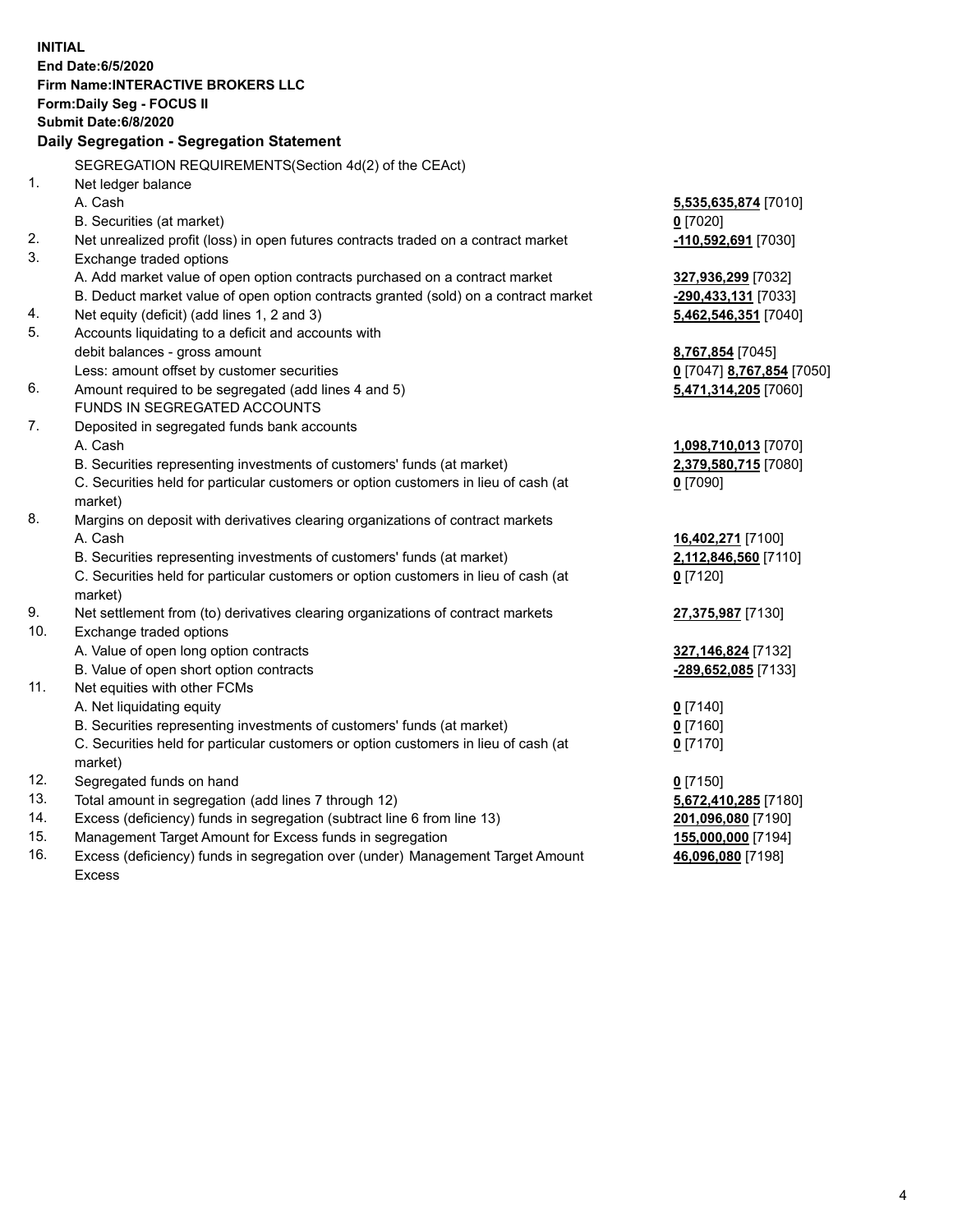**INITIAL**
**End Date:6/5/2020**
**Firm Name:INTERACTIVE BROKERS LLC**
**Form:Daily Seg - FOCUS II**
**Submit Date:6/8/2020**

## Daily Segregation - Segregation Statement

| | SEGREGATION REQUIREMENTS(Section 4d(2) of the CEAct) | |
|---|---|---|
| 1. | Net ledger balance | |
| | A. Cash | **5,535,635,874** [7010] |
| | B. Securities (at market) | **0** [7020] |
| 2. | Net unrealized profit (loss) in open futures contracts traded on a contract market | **-110,592,691** [7030] |
| 3. | Exchange traded options | |
| | A. Add market value of open option contracts purchased on a contract market | **327,936,299** [7032] |
| | B. Deduct market value of open option contracts granted (sold) on a contract market | **-290,433,131** [7033] |
| 4. | Net equity (deficit) (add lines 1, 2 and 3) | **5,462,546,351** [7040] |
| 5. | Accounts liquidating to a deficit and accounts with | |
| | debit balances - gross amount | **8,767,854** [7045] |
| | Less: amount offset by customer securities | **0** [7047] **8,767,854** [7050] |
| 6. | Amount required to be segregated (add lines 4 and 5) | **5,471,314,205** [7060] |
| | FUNDS IN SEGREGATED ACCOUNTS | |
| 7. | Deposited in segregated funds bank accounts | |
| | A. Cash | **1,098,710,013** [7070] |
| | B. Securities representing investments of customers' funds (at market) | **2,379,580,715** [7080] |
| | C. Securities held for particular customers or option customers in lieu of cash (at market) | **0** [7090] |
| 8. | Margins on deposit with derivatives clearing organizations of contract markets | |
| | A. Cash | **16,402,271** [7100] |
| | B. Securities representing investments of customers' funds (at market) | **2,112,846,560** [7110] |
| | C. Securities held for particular customers or option customers in lieu of cash (at market) | **0** [7120] |
| 9. | Net settlement from (to) derivatives clearing organizations of contract markets | **27,375,987** [7130] |
| 10. | Exchange traded options | |
| | A. Value of open long option contracts | **327,146,824** [7132] |
| | B. Value of open short option contracts | **-289,652,085** [7133] |
| 11. | Net equities with other FCMs | |
| | A. Net liquidating equity | **0** [7140] |
| | B. Securities representing investments of customers' funds (at market) | **0** [7160] |
| | C. Securities held for particular customers or option customers in lieu of cash (at market) | **0** [7170] |
| 12. | Segregated funds on hand | **0** [7150] |
| 13. | Total amount in segregation (add lines 7 through 12) | **5,672,410,285** [7180] |
| 14. | Excess (deficiency) funds in segregation (subtract line 6 from line 13) | **201,096,080** [7190] |
| 15. | Management Target Amount for Excess funds in segregation | **155,000,000** [7194] |
| 16. | Excess (deficiency) funds in segregation over (under) Management Target Amount Excess | **46,096,080** [7198] |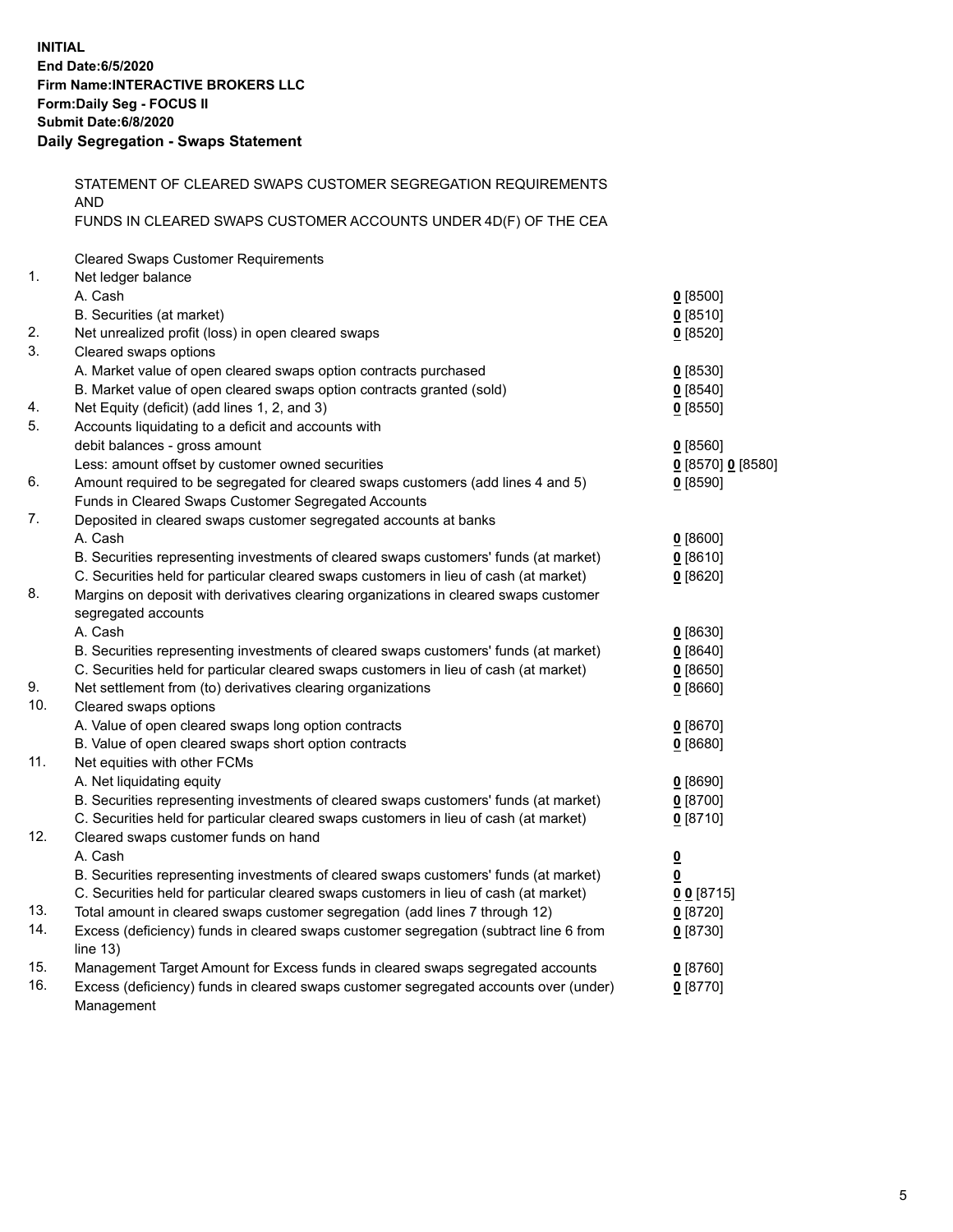**INITIAL**
**End Date:6/5/2020**
**Firm Name:INTERACTIVE BROKERS LLC**
**Form:Daily Seg - FOCUS II**
**Submit Date:6/8/2020**
**Daily Segregation - Swaps Statement**

STATEMENT OF CLEARED SWAPS CUSTOMER SEGREGATION REQUIREMENTS AND FUNDS IN CLEARED SWAPS CUSTOMER ACCOUNTS UNDER 4D(F) OF THE CEA

| | | |
|---|---|---|
| | Cleared Swaps Customer Requirements | |
| 1. | Net ledger balance | |
| | A. Cash | 0 [8500] |
| | B. Securities (at market) | 0 [8510] |
| 2. | Net unrealized profit (loss) in open cleared swaps | 0 [8520] |
| 3. | Cleared swaps options | |
| | A. Market value of open cleared swaps option contracts purchased | 0 [8530] |
| | B. Market value of open cleared swaps option contracts granted (sold) | 0 [8540] |
| 4. | Net Equity (deficit) (add lines 1, 2, and 3) | 0 [8550] |
| 5. | Accounts liquidating to a deficit and accounts with | |
| | debit balances - gross amount | 0 [8560] |
| | Less: amount offset by customer owned securities | 0 [8570] 0 [8580] |
| 6. | Amount required to be segregated for cleared swaps customers (add lines 4 and 5) | 0 [8590] |
| | Funds in Cleared Swaps Customer Segregated Accounts | |
| 7. | Deposited in cleared swaps customer segregated accounts at banks | |
| | A. Cash | 0 [8600] |
| | B. Securities representing investments of cleared swaps customers' funds (at market) | 0 [8610] |
| | C. Securities held for particular cleared swaps customers in lieu of cash (at market) | 0 [8620] |
| 8. | Margins on deposit with derivatives clearing organizations in cleared swaps customer segregated accounts | |
| | A. Cash | 0 [8630] |
| | B. Securities representing investments of cleared swaps customers' funds (at market) | 0 [8640] |
| | C. Securities held for particular cleared swaps customers in lieu of cash (at market) | 0 [8650] |
| 9. | Net settlement from (to) derivatives clearing organizations | 0 [8660] |
| 10. | Cleared swaps options | |
| | A. Value of open cleared swaps long option contracts | 0 [8670] |
| | B. Value of open cleared swaps short option contracts | 0 [8680] |
| 11. | Net equities with other FCMs | |
| | A. Net liquidating equity | 0 [8690] |
| | B. Securities representing investments of cleared swaps customers' funds (at market) | 0 [8700] |
| | C. Securities held for particular cleared swaps customers in lieu of cash (at market) | 0 [8710] |
| 12. | Cleared swaps customer funds on hand | |
| | A. Cash | 0 |
| | B. Securities representing investments of cleared swaps customers' funds (at market) | 0 |
| | C. Securities held for particular cleared swaps customers in lieu of cash (at market) | 0 0 [8715] |
| 13. | Total amount in cleared swaps customer segregation (add lines 7 through 12) | 0 [8720] |
| 14. | Excess (deficiency) funds in cleared swaps customer segregation (subtract line 6 from line 13) | 0 [8730] |
| 15. | Management Target Amount for Excess funds in cleared swaps segregated accounts | 0 [8760] |
| 16. | Excess (deficiency) funds in cleared swaps customer segregated accounts over (under) Management | 0 [8770] |